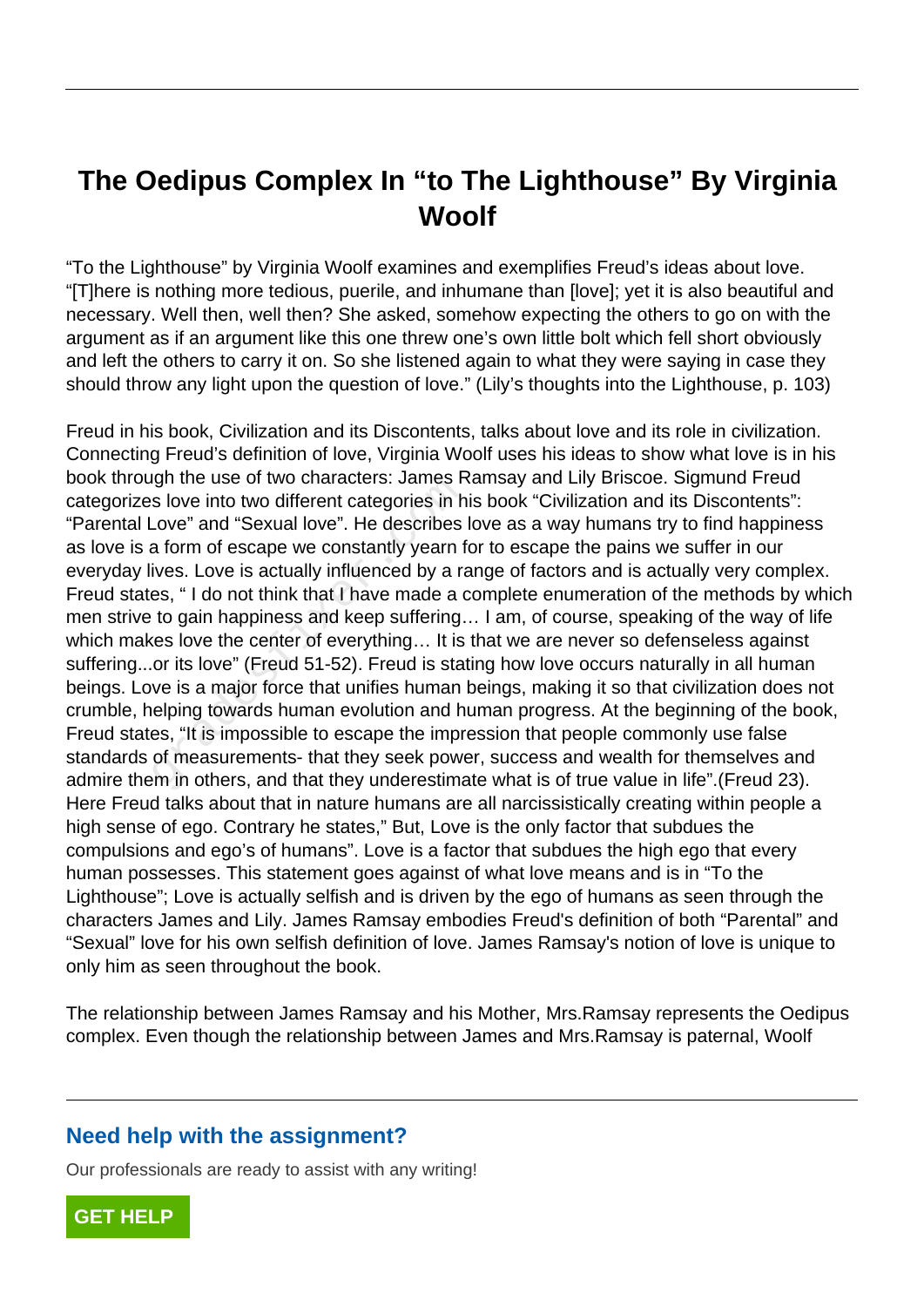# The Oedipus Complex In "to The Lighthouse" By Virginia Woolf

"To the Lighthouse" by Virginia Woolf examines and exemplifies Freud's ideas about love. "[T]here is nothing more tedious, puerile, and inhumane than [love]; yet it is also beautiful and necessary. Well then, well then? She asked, somehow expecting the others to go on with the argument as if an argument like this one threw one's own little bolt which fell short obviously and left the others to carry it on. So she listened again to what they were saying in case they should throw any light upon the question of love." (Lily's thoughts into the Lighthouse, p. 103)

Freud in his book, Civilization and its Discontents, talks about love and its role in civilization. Connecting Freud's definition of love, Virginia Woolf uses his ideas to show what love is in his book through the use of two characters: James Ramsay and Lily Briscoe. Sigmund Freud categorizes love into two different categories in his book "Civilization and its Discontents": "Parental Love" and "Sexual love". He describes love as a way humans try to find happiness as love is a form of escape we constantly yearn for to escape the pains we suffer in our everyday lives. Love is actually influenced by a range of factors and is actually very complex. Freud states, " I do not think that I have made a complete enumeration of the methods by which men strive to gain happiness and keep suffering… I am, of course, speaking of the way of life which makes love the center of everything… It is that we are never so defenseless against suffering...or its love" (Freud 51-52). Freud is stating how love occurs naturally in all human beings. Love is a major force that unifies human beings, making it so that civilization does not crumble, helping towards human evolution and human progress. At the beginning of the book, Freud states, "It is impossible to escape the impression that people commonly use false standards of measurements- that they seek power, success and wealth for themselves and admire them in others, and that they underestimate what is of true value in life".(Freud 23). Here Freud talks about that in nature humans are all narcissistically creating within people a high sense of ego. Contrary he states," But, Love is the only factor that subdues the compulsions and ego's of humans". Love is a factor that subdues the high ego that every human possesses. This statement goes against of what love means and is in "To the Lighthouse"; Love is actually selfish and is driven by the ego of humans as seen through the characters James and Lily. James Ramsay embodies Freud's definition of both "Parental" and "Sexual" love for his own selfish definition of love. James Ramsay's notion of love is unique to only him as seen throughout the book.

The relationship between James Ramsay and his Mother, Mrs.Ramsay represents the Oedipus complex. Even though the relationship between James and Mrs.Ramsay is paternal, Woolf

## Need help with the assignment?

Our professionals are ready to assist with any writing!

GET HELP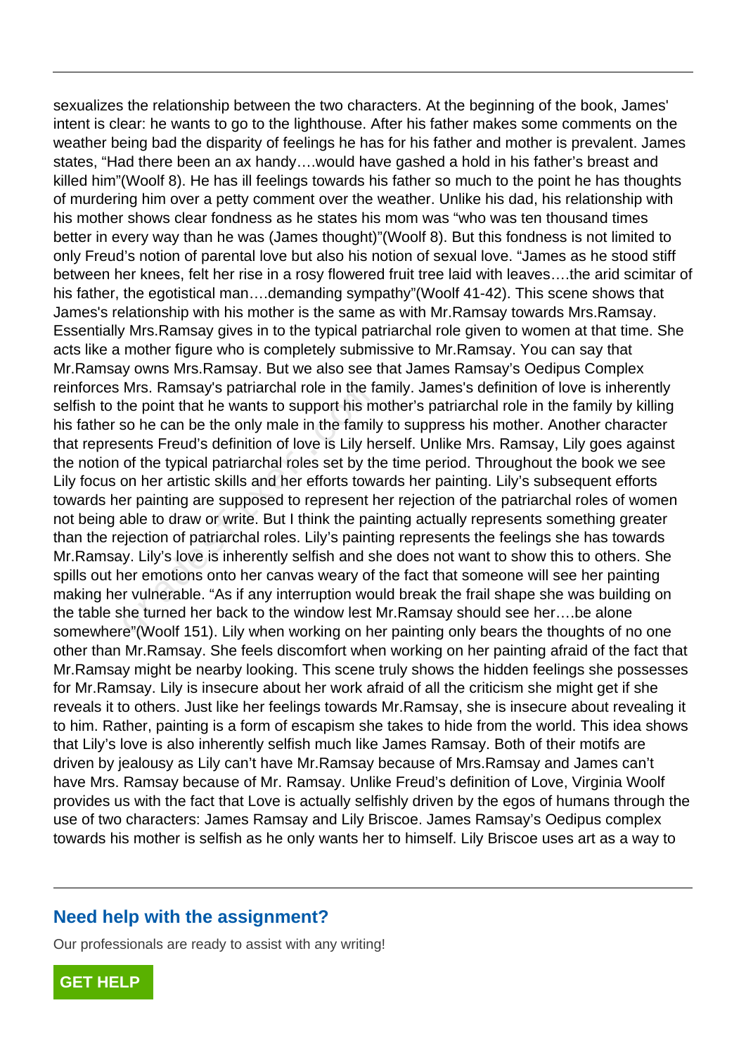sexualizes the relationship between the two characters. At the beginning of the book, James' intent is clear: he wants to go to the lighthouse. After his father makes some comments on the weather being bad the disparity of feelings he has for his father and mother is prevalent. James states, "Had there been an ax handy….would have gashed a hold in his father's breast and killed him"(Woolf 8). He has ill feelings towards his father so much to the point he has thoughts of murdering him over a petty comment over the weather. Unlike his dad, his relationship with his mother shows clear fondness as he states his mom was "who was ten thousand times better in every way than he was (James thought)"(Woolf 8). But this fondness is not limited to only Freud's notion of parental love but also his notion of sexual love. "James as he stood stiff between her knees, felt her rise in a rosy flowered fruit tree laid with leaves….the arid scimitar of his father, the egotistical man….demanding sympathy"(Woolf 41-42). This scene shows that James's relationship with his mother is the same as with Mr.Ramsay towards Mrs.Ramsay. Essentially Mrs.Ramsay gives in to the typical patriarchal role given to women at that time. She acts like a mother figure who is completely submissive to Mr.Ramsay. You can say that Mr.Ramsay owns Mrs.Ramsay. But we also see that James Ramsay's Oedipus Complex reinforces Mrs. Ramsay's patriarchal role in the family. James's definition of love is inherently selfish to the point that he wants to support his mother's patriarchal role in the family by killing his father so he can be the only male in the family to suppress his mother. Another character that represents Freud's definition of love is Lily herself. Unlike Mrs. Ramsay, Lily goes against the notion of the typical patriarchal roles set by the time period. Throughout the book we see Lily focus on her artistic skills and her efforts towards her painting. Lily's subsequent efforts towards her painting are supposed to represent her rejection of the patriarchal roles of women not being able to draw or write. But I think the painting actually represents something greater than the rejection of patriarchal roles. Lily's painting represents the feelings she has towards Mr.Ramsay. Lily's love is inherently selfish and she does not want to show this to others. She spills out her emotions onto her canvas weary of the fact that someone will see her painting making her vulnerable. "As if any interruption would break the frail shape she was building on the table she turned her back to the window lest Mr.Ramsay should see her….be alone somewhere"(Woolf 151). Lily when working on her painting only bears the thoughts of no one other than Mr.Ramsay. She feels discomfort when working on her painting afraid of the fact that Mr.Ramsay might be nearby looking. This scene truly shows the hidden feelings she possesses for Mr.Ramsay. Lily is insecure about her work afraid of all the criticism she might get if she reveals it to others. Just like her feelings towards Mr.Ramsay, she is insecure about revealing it to him. Rather, painting is a form of escapism she takes to hide from the world. This idea shows that Lily's love is also inherently selfish much like James Ramsay. Both of their motifs are driven by jealousy as Lily can't have Mr.Ramsay because of Mrs.Ramsay and James can't have Mrs. Ramsay because of Mr. Ramsay. Unlike Freud's definition of Love, Virginia Woolf provides us with the fact that Love is actually selfishly driven by the egos of humans through the use of two characters: James Ramsay and Lily Briscoe. James Ramsay's Oedipus complex towards his mother is selfish as he only wants her to himself. Lily Briscoe uses art as a way to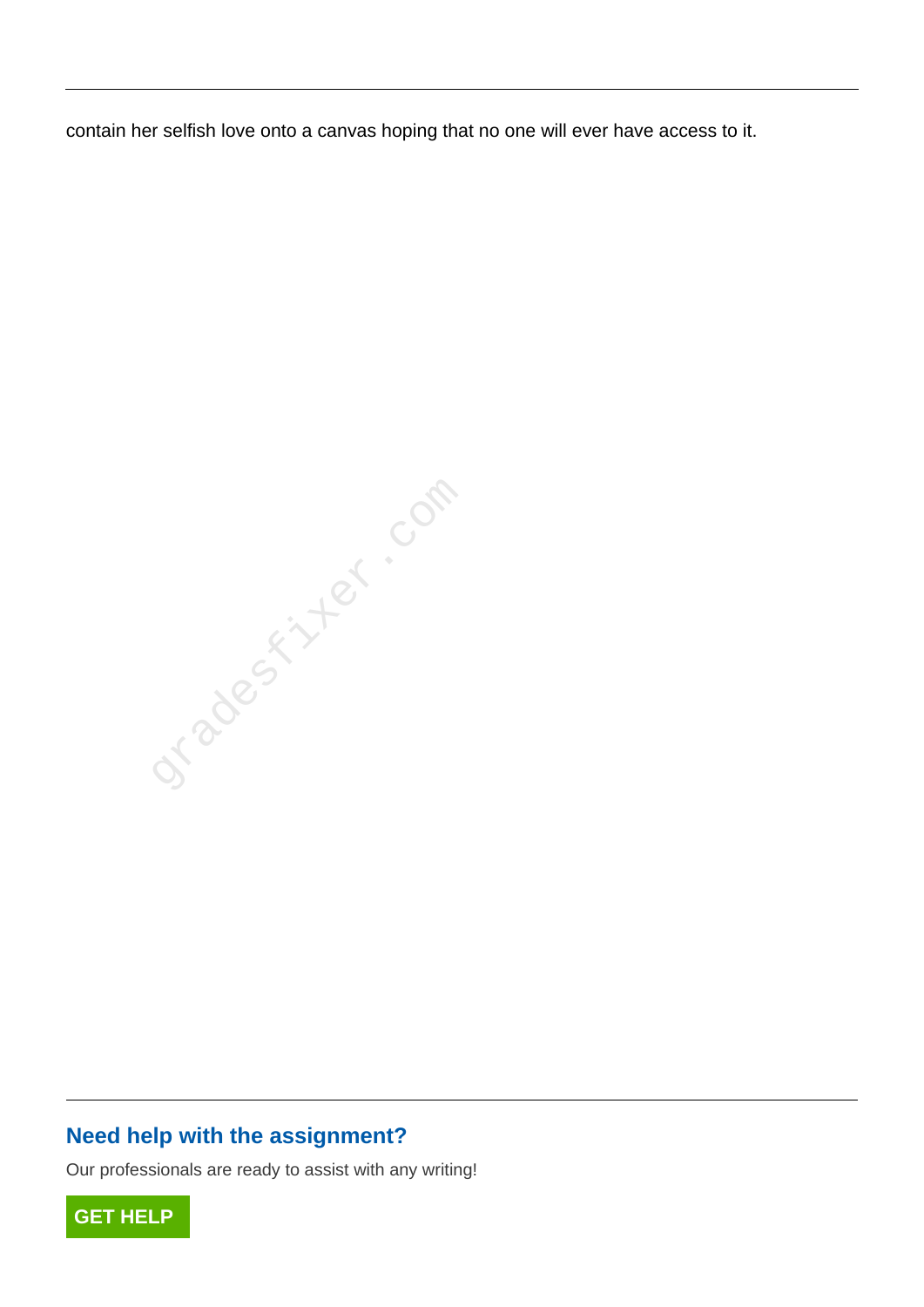contain her selfish love onto a canvas hoping that no one will ever have access to it.

## Need help with the assignment?

Our professionals are ready to assist with any writing!

**GET HELP**